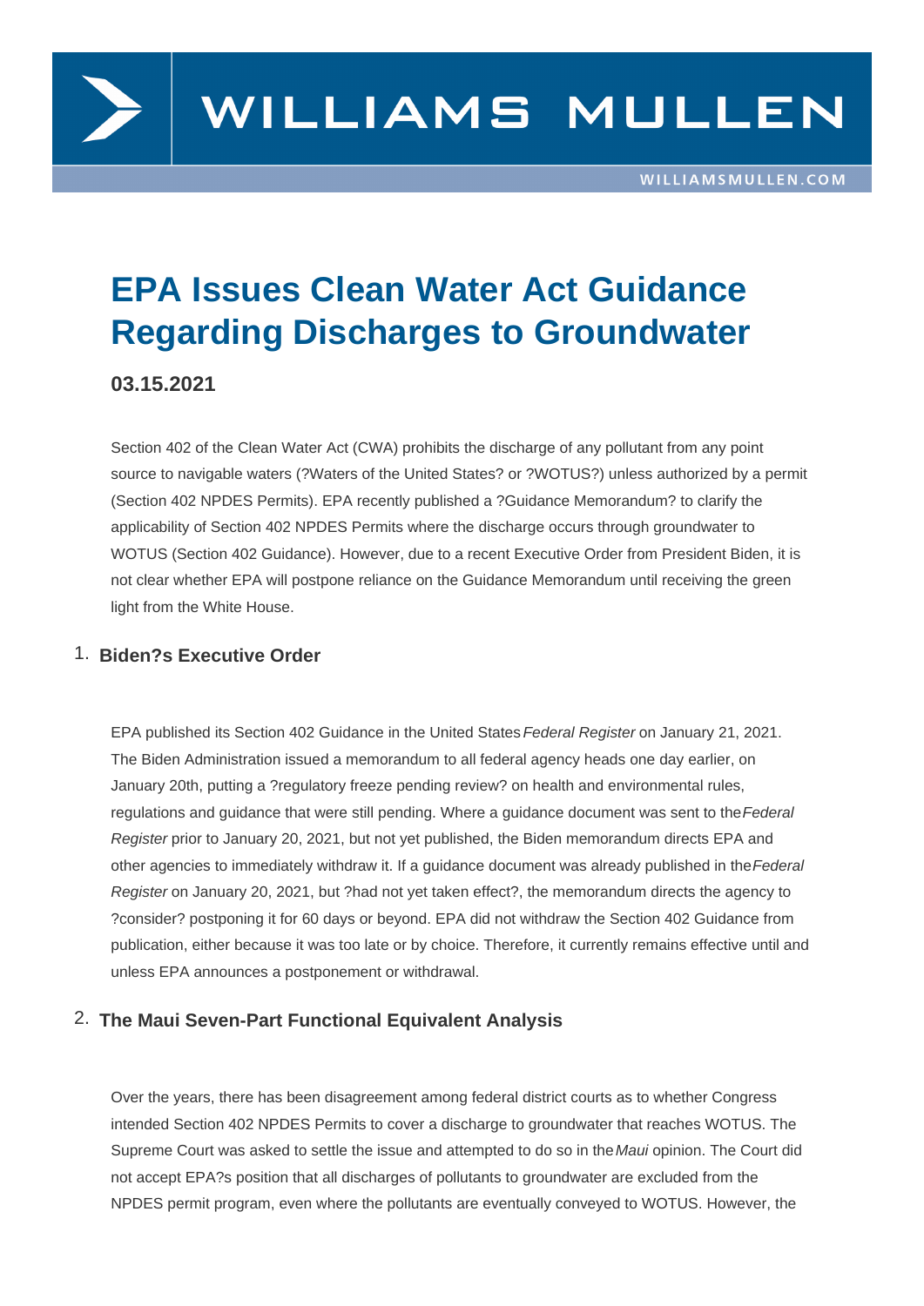# EPA Issues Clean Water Act Guidance Regarding Discharges to Groundwater

**03.15.2021**

Section 402 of the Clean Water Act (CWA) prohibits the discharge of any pollutant from any point source to navigable waters (?Waters of the United States? or ?WOTUS?) unless authorized by a permit (Section 402 NPDES Permits). EPA recently published a ?Guidance Memorandum? to clarify the applicability of Section 402 NPDES Permits where the discharge occurs through groundwater to WOTUS (Section 402 Guidance). However, due to a recent Executive Order from President Biden, it is not clear whether EPA will postpone reliance on the Guidance Memorandum until receiving the green light from the White House.

## 1. Biden?s Executive Order

EPA published its Section 402 Guidance in the United States *Federal Register* on January 21, 2021. The Biden Administration issued a memorandum to all federal agency heads one day earlier, on January 20th, putting a ?regulatory freeze pending review? on health and environmental rules, regulations and guidance that were still pending. Where a guidance document was sent to the *Federal Register* prior to January 20, 2021, but not yet published, the Biden memorandum directs EPA and other agencies to immediately withdraw it. If a guidance document was already published in the *Federal Register* on January 20, 2021, but ?had not yet taken effect?, the memorandum directs the agency to ?consider? postponing it for 60 days or beyond. EPA did not withdraw the Section 402 Guidance from publication, either because it was too late or by choice. Therefore, it currently remains effective until and unless EPA announces a postponement or withdrawal.

## 2. The Maui Seven-Part Functional Equivalent Analysis

Over the years, there has been disagreement among federal district courts as to whether Congress intended Section 402 NPDES Permits to cover a discharge to groundwater that reaches WOTUS. The Supreme Court was asked to settle the issue and attempted to do so in the *Maui* opinion. The Court did not accept EPA?s position that all discharges of pollutants to groundwater are excluded from the NPDES permit program, even where the pollutants are eventually conveyed to WOTUS. However, the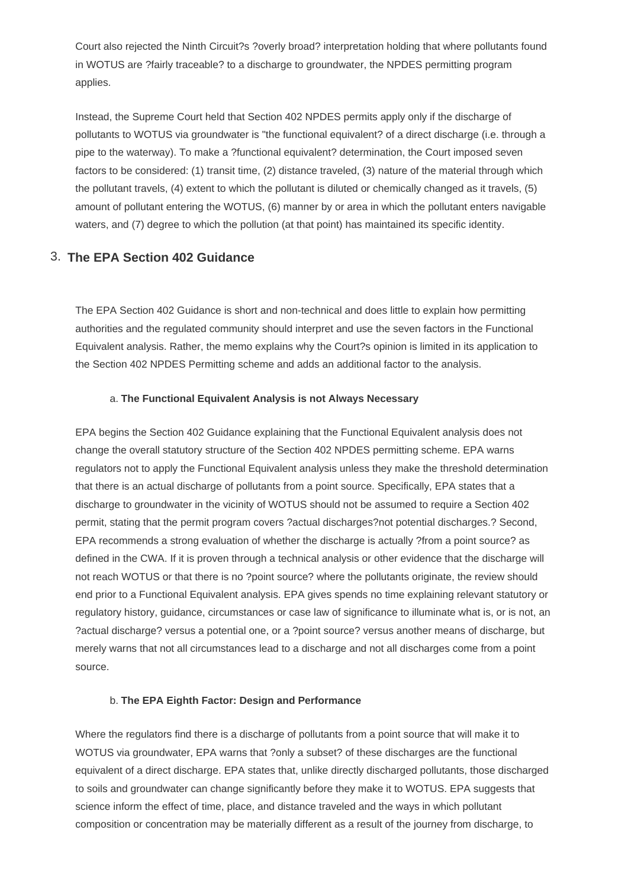Court also rejected the Ninth Circuit?s ?overly broad? interpretation holding that where pollutants found in WOTUS are ?fairly traceable? to a discharge to groundwater, the NPDES permitting program applies.

Instead, the Supreme Court held that Section 402 NPDES permits apply only if the discharge of pollutants to WOTUS via groundwater is "the functional equivalent? of a direct discharge (i.e. through a pipe to the waterway). To make a ?functional equivalent? determination, the Court imposed seven factors to be considered: (1) transit time, (2) distance traveled, (3) nature of the material through which the pollutant travels, (4) extent to which the pollutant is diluted or chemically changed as it travels, (5) amount of pollutant entering the WOTUS, (6) manner by or area in which the pollutant enters navigable waters, and (7) degree to which the pollution (at that point) has maintained its specific identity.

## 3. The EPA Section 402 Guidance

The EPA Section 402 Guidance is short and non-technical and does little to explain how permitting authorities and the regulated community should interpret and use the seven factors in the Functional Equivalent analysis. Rather, the memo explains why the Court?s opinion is limited in its application to the Section 402 NPDES Permitting scheme and adds an additional factor to the analysis.

### a. The Functional Equivalent Analysis is not Always Necessary

EPA begins the Section 402 Guidance explaining that the Functional Equivalent analysis does not change the overall statutory structure of the Section 402 NPDES permitting scheme. EPA warns regulators not to apply the Functional Equivalent analysis unless they make the threshold determination that there is an actual discharge of pollutants from a point source. Specifically, EPA states that a discharge to groundwater in the vicinity of WOTUS should not be assumed to require a Section 402 permit, stating that the permit program covers ?actual discharges?not potential discharges.? Second, EPA recommends a strong evaluation of whether the discharge is actually ?from a point source? as defined in the CWA. If it is proven through a technical analysis or other evidence that the discharge will not reach WOTUS or that there is no ?point source? where the pollutants originate, the review should end prior to a Functional Equivalent analysis. EPA gives spends no time explaining relevant statutory or regulatory history, guidance, circumstances or case law of significance to illuminate what is, or is not, an ?actual discharge? versus a potential one, or a ?point source? versus another means of discharge, but merely warns that not all circumstances lead to a discharge and not all discharges come from a point source.

### b. The EPA Eighth Factor: Design and Performance

Where the regulators find there is a discharge of pollutants from a point source that will make it to WOTUS via groundwater, EPA warns that ?only a subset? of these discharges are the functional equivalent of a direct discharge. EPA states that, unlike directly discharged pollutants, those discharged to soils and groundwater can change significantly before they make it to WOTUS. EPA suggests that science inform the effect of time, place, and distance traveled and the ways in which pollutant composition or concentration may be materially different as a result of the journey from discharge, to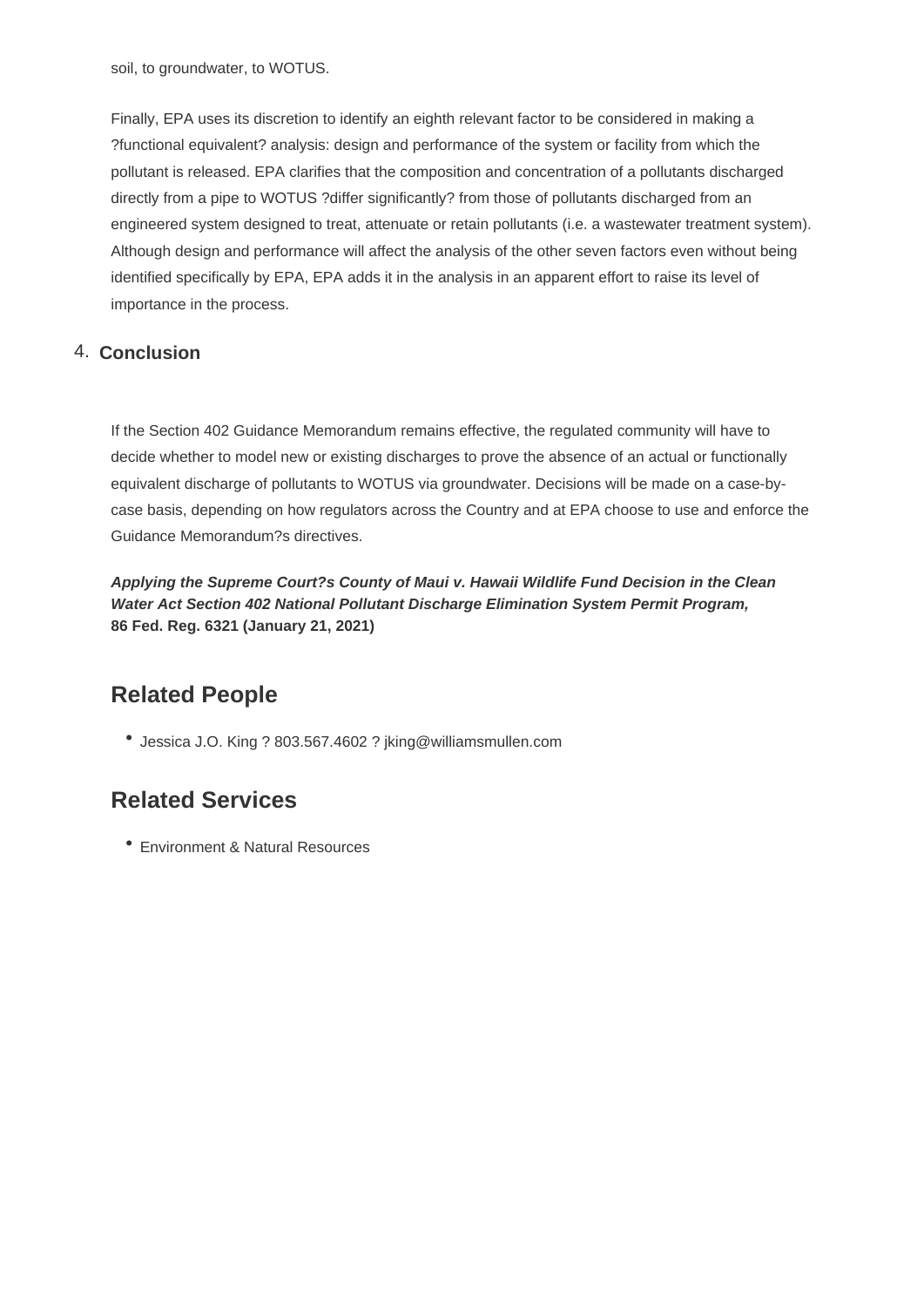soil, to groundwater, to WOTUS.

Finally, EPA uses its discretion to identify an eighth relevant factor to be considered in making a ?functional equivalent? analysis: design and performance of the system or facility from which the pollutant is released. EPA clarifies that the composition and concentration of a pollutants discharged directly from a pipe to WOTUS ?differ significantly? from those of pollutants discharged from an engineered system designed to treat, attenuate or retain pollutants (i.e. a wastewater treatment system). Although design and performance will affect the analysis of the other seven factors even without being identified specifically by EPA, EPA adds it in the analysis in an apparent effort to raise its level of importance in the process.

4. **Conclusion**

If the Section 402 Guidance Memorandum remains effective, the regulated community will have to decide whether to model new or existing discharges to prove the absence of an actual or functionally equivalent discharge of pollutants to WOTUS via groundwater. Decisions will be made on a case-by-case basis, depending on how regulators across the Country and at EPA choose to use and enforce the Guidance Memorandum?s directives.

***Applying the Supreme Court?s County of Maui v. Hawaii Wildlife Fund Decision in the Clean Water Act Section 402 National Pollutant Discharge Elimination System Permit Program,*** **86 Fed. Reg. 6321 (January 21, 2021)**

## Related People

- Jessica J.O. King ? 803.567.4602 ? jking@williamsmullen.com

## Related Services

- Environment & Natural Resources